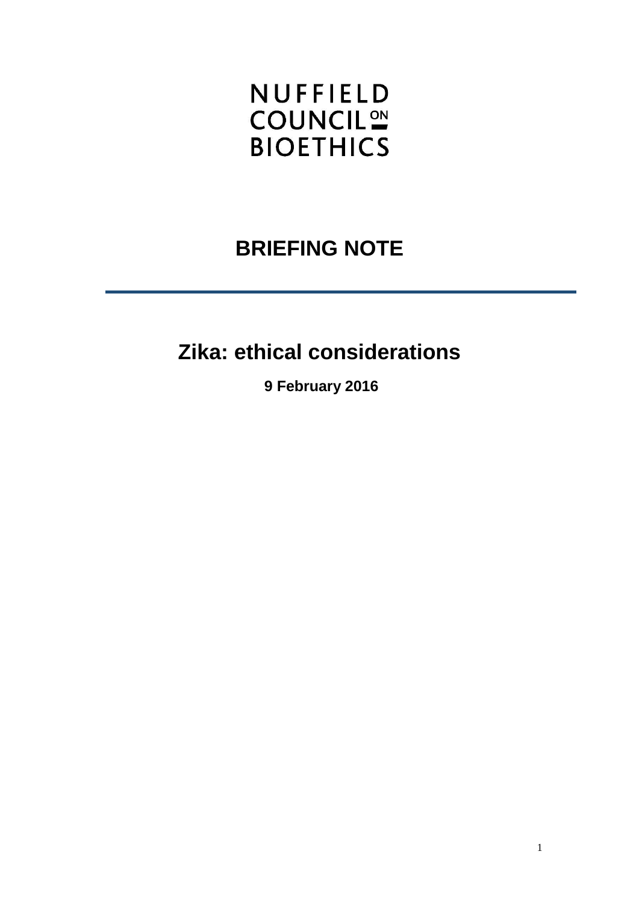NUFFIELD
COUNCIL ON
BIOETHICS

# BRIEFING NOTE

## Zika: ethical considerations

**9 February 2016**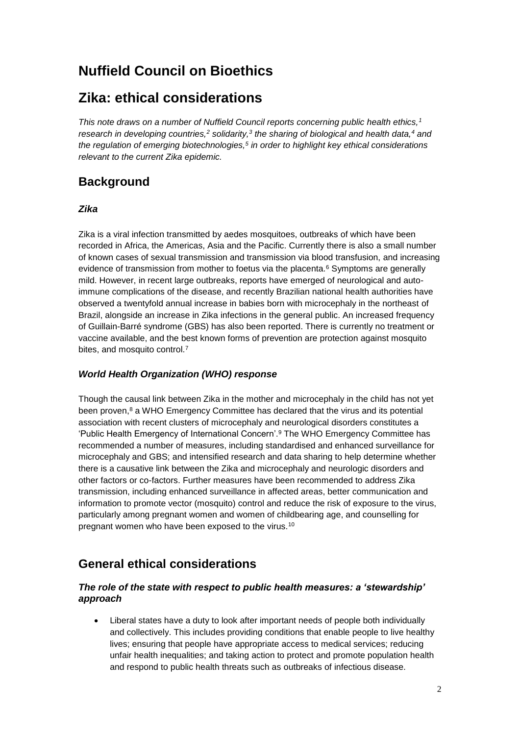# Nuffield Council on Bioethics

# Zika: ethical considerations

*This note draws on a number of Nuffield Council reports concerning public health ethics,[1] research in developing countries,[2] solidarity,[3] the sharing of biological and health data,[4] and the regulation of emerging biotechnologies,[5] in order to highlight key ethical considerations relevant to the current Zika epidemic.*

## Background

### *Zika*

Zika is a viral infection transmitted by aedes mosquitoes, outbreaks of which have been recorded in Africa, the Americas, Asia and the Pacific. Currently there is also a small number of known cases of sexual transmission and transmission via blood transfusion, and increasing evidence of transmission from mother to foetus via the placenta.[6] Symptoms are generally mild. However, in recent large outbreaks, reports have emerged of neurological and auto-immune complications of the disease, and recently Brazilian national health authorities have observed a twentyfold annual increase in babies born with microcephaly in the northeast of Brazil, alongside an increase in Zika infections in the general public. An increased frequency of Guillain-Barré syndrome (GBS) has also been reported. There is currently no treatment or vaccine available, and the best known forms of prevention are protection against mosquito bites, and mosquito control.[7]

### *World Health Organization (WHO) response*

Though the causal link between Zika in the mother and microcephaly in the child has not yet been proven,[8] a WHO Emergency Committee has declared that the virus and its potential association with recent clusters of microcephaly and neurological disorders constitutes a 'Public Health Emergency of International Concern'.[9] The WHO Emergency Committee has recommended a number of measures, including standardised and enhanced surveillance for microcephaly and GBS; and intensified research and data sharing to help determine whether there is a causative link between the Zika and microcephaly and neurologic disorders and other factors or co-factors. Further measures have been recommended to address Zika transmission, including enhanced surveillance in affected areas, better communication and information to promote vector (mosquito) control and reduce the risk of exposure to the virus, particularly among pregnant women and women of childbearing age, and counselling for pregnant women who have been exposed to the virus.[10]

## General ethical considerations

### *The role of the state with respect to public health measures: a 'stewardship' approach*

- Liberal states have a duty to look after important needs of people both individually and collectively. This includes providing conditions that enable people to live healthy lives; ensuring that people have appropriate access to medical services; reducing unfair health inequalities; and taking action to protect and promote population health and respond to public health threats such as outbreaks of infectious disease.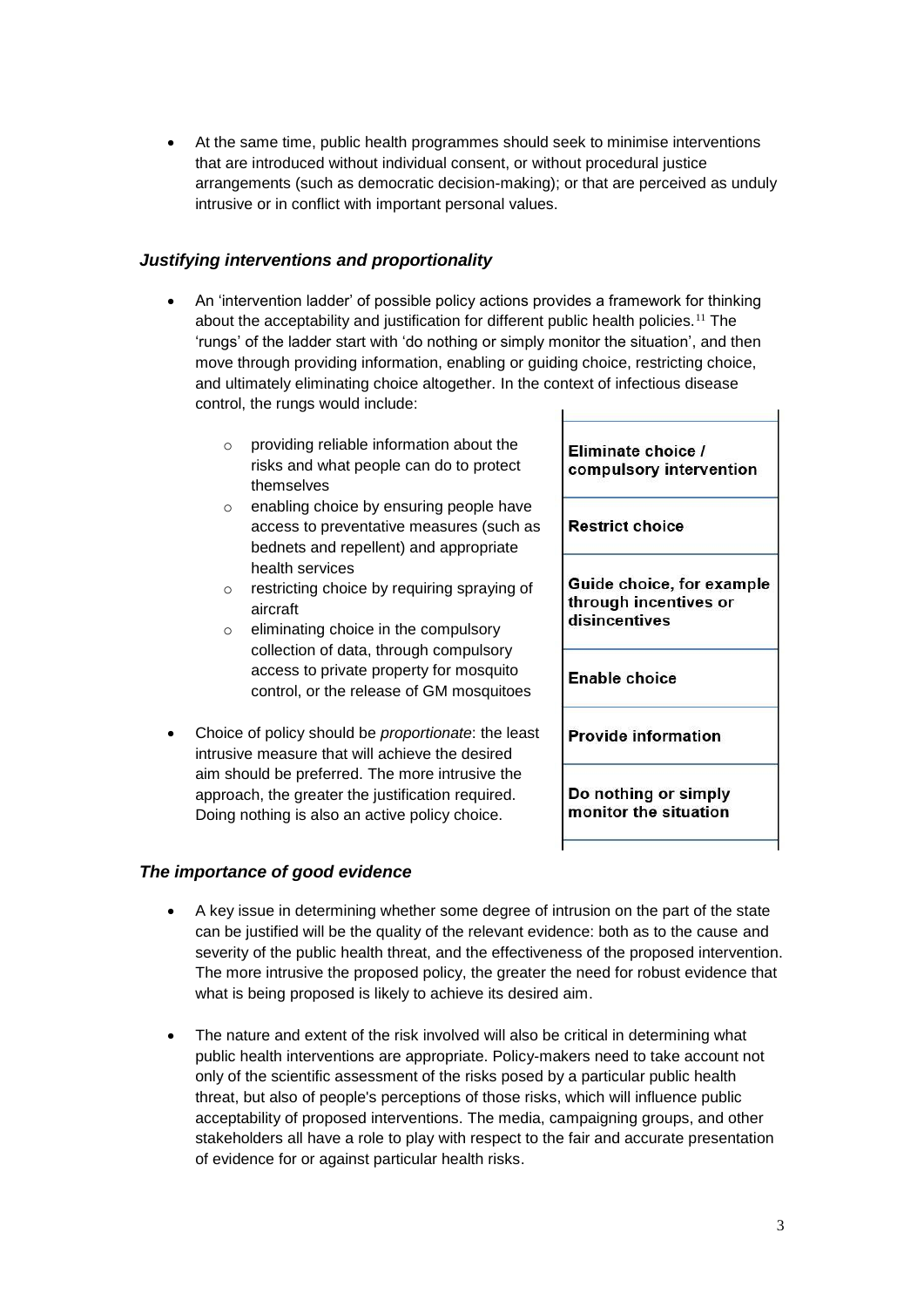- At the same time, public health programmes should seek to minimise interventions that are introduced without individual consent, or without procedural justice arrangements (such as democratic decision-making); or that are perceived as unduly intrusive or in conflict with important personal values.

### *Justifying interventions and proportionality*

- An 'intervention ladder' of possible policy actions provides a framework for thinking about the acceptability and justification for different public health policies.[11] The 'rungs' of the ladder start with 'do nothing or simply monitor the situation', and then move through providing information, enabling or guiding choice, restricting choice, and ultimately eliminating choice altogether. In the context of infectious disease control, the rungs would include:
  - providing reliable information about the risks and what people can do to protect themselves
  - enabling choice by ensuring people have access to preventative measures (such as bednets and repellent) and appropriate health services
  - restricting choice by requiring spraying of aircraft
  - eliminating choice in the compulsory collection of data, through compulsory access to private property for mosquito control, or the release of GM mosquitoes
- Choice of policy should be *proportionate*: the least intrusive measure that will achieve the desired aim should be preferred. The more intrusive the approach, the greater the justification required. Doing nothing is also an active policy choice.

| |
|---|
| **Eliminate choice / compulsory intervention** |
| **Restrict choice** |
| **Guide choice, for example through incentives or disincentives** |
| **Enable choice** |
| **Provide information** |
| **Do nothing or simply monitor the situation** |

### *The importance of good evidence*

- A key issue in determining whether some degree of intrusion on the part of the state can be justified will be the quality of the relevant evidence: both as to the cause and severity of the public health threat, and the effectiveness of the proposed intervention. The more intrusive the proposed policy, the greater the need for robust evidence that what is being proposed is likely to achieve its desired aim.
- The nature and extent of the risk involved will also be critical in determining what public health interventions are appropriate. Policy-makers need to take account not only of the scientific assessment of the risks posed by a particular public health threat, but also of people's perceptions of those risks, which will influence public acceptability of proposed interventions. The media, campaigning groups, and other stakeholders all have a role to play with respect to the fair and accurate presentation of evidence for or against particular health risks.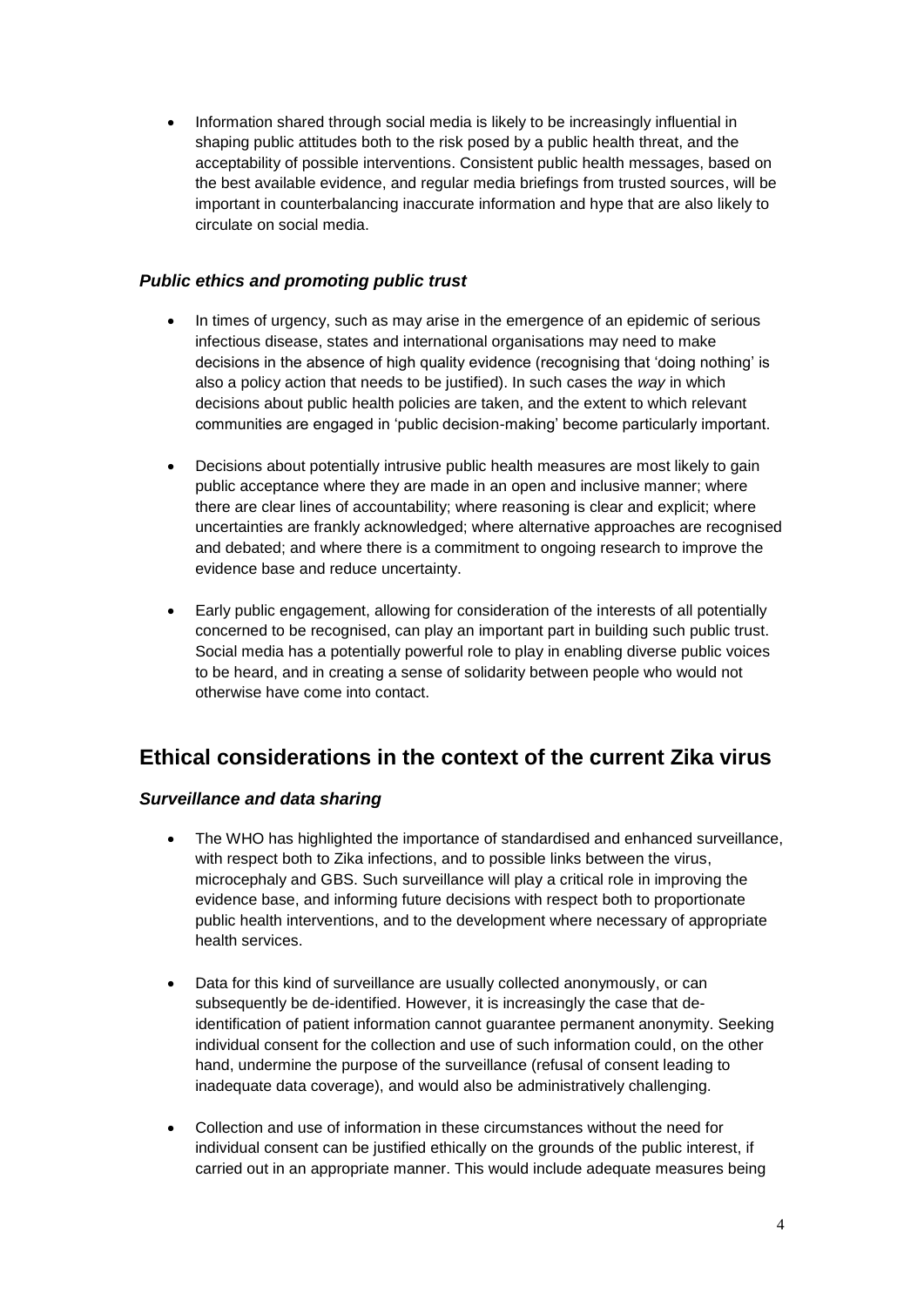- Information shared through social media is likely to be increasingly influential in shaping public attitudes both to the risk posed by a public health threat, and the acceptability of possible interventions. Consistent public health messages, based on the best available evidence, and regular media briefings from trusted sources, will be important in counterbalancing inaccurate information and hype that are also likely to circulate on social media.

### *Public ethics and promoting public trust*

- In times of urgency, such as may arise in the emergence of an epidemic of serious infectious disease, states and international organisations may need to make decisions in the absence of high quality evidence (recognising that 'doing nothing' is also a policy action that needs to be justified). In such cases the *way* in which decisions about public health policies are taken, and the extent to which relevant communities are engaged in 'public decision-making' become particularly important.

- Decisions about potentially intrusive public health measures are most likely to gain public acceptance where they are made in an open and inclusive manner; where there are clear lines of accountability; where reasoning is clear and explicit; where uncertainties are frankly acknowledged; where alternative approaches are recognised and debated; and where there is a commitment to ongoing research to improve the evidence base and reduce uncertainty.

- Early public engagement, allowing for consideration of the interests of all potentially concerned to be recognised, can play an important part in building such public trust. Social media has a potentially powerful role to play in enabling diverse public voices to be heard, and in creating a sense of solidarity between people who would not otherwise have come into contact.

## Ethical considerations in the context of the current Zika virus

### *Surveillance and data sharing*

- The WHO has highlighted the importance of standardised and enhanced surveillance, with respect both to Zika infections, and to possible links between the virus, microcephaly and GBS. Such surveillance will play a critical role in improving the evidence base, and informing future decisions with respect both to proportionate public health interventions, and to the development where necessary of appropriate health services.

- Data for this kind of surveillance are usually collected anonymously, or can subsequently be de-identified. However, it is increasingly the case that de-identification of patient information cannot guarantee permanent anonymity. Seeking individual consent for the collection and use of such information could, on the other hand, undermine the purpose of the surveillance (refusal of consent leading to inadequate data coverage), and would also be administratively challenging.

- Collection and use of information in these circumstances without the need for individual consent can be justified ethically on the grounds of the public interest, if carried out in an appropriate manner. This would include adequate measures being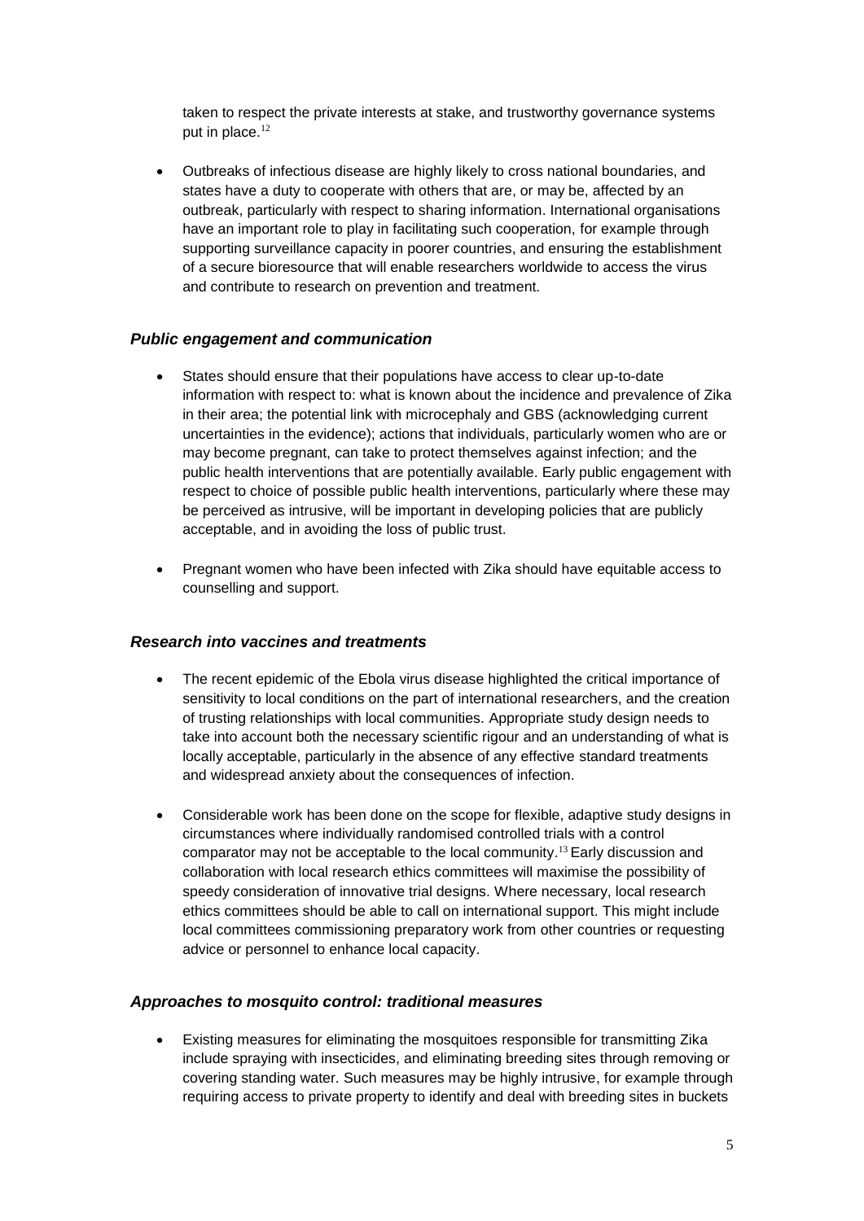taken to respect the private interests at stake, and trustworthy governance systems put in place.[12]

- Outbreaks of infectious disease are highly likely to cross national boundaries, and states have a duty to cooperate with others that are, or may be, affected by an outbreak, particularly with respect to sharing information. International organisations have an important role to play in facilitating such cooperation, for example through supporting surveillance capacity in poorer countries, and ensuring the establishment of a secure bioresource that will enable researchers worldwide to access the virus and contribute to research on prevention and treatment.

### *Public engagement and communication*

- States should ensure that their populations have access to clear up-to-date information with respect to: what is known about the incidence and prevalence of Zika in their area; the potential link with microcephaly and GBS (acknowledging current uncertainties in the evidence); actions that individuals, particularly women who are or may become pregnant, can take to protect themselves against infection; and the public health interventions that are potentially available. Early public engagement with respect to choice of possible public health interventions, particularly where these may be perceived as intrusive, will be important in developing policies that are publicly acceptable, and in avoiding the loss of public trust.

- Pregnant women who have been infected with Zika should have equitable access to counselling and support.

### *Research into vaccines and treatments*

- The recent epidemic of the Ebola virus disease highlighted the critical importance of sensitivity to local conditions on the part of international researchers, and the creation of trusting relationships with local communities. Appropriate study design needs to take into account both the necessary scientific rigour and an understanding of what is locally acceptable, particularly in the absence of any effective standard treatments and widespread anxiety about the consequences of infection.

- Considerable work has been done on the scope for flexible, adaptive study designs in circumstances where individually randomised controlled trials with a control comparator may not be acceptable to the local community.[13] Early discussion and collaboration with local research ethics committees will maximise the possibility of speedy consideration of innovative trial designs. Where necessary, local research ethics committees should be able to call on international support. This might include local committees commissioning preparatory work from other countries or requesting advice or personnel to enhance local capacity.

### *Approaches to mosquito control: traditional measures*

- Existing measures for eliminating the mosquitoes responsible for transmitting Zika include spraying with insecticides, and eliminating breeding sites through removing or covering standing water. Such measures may be highly intrusive, for example through requiring access to private property to identify and deal with breeding sites in buckets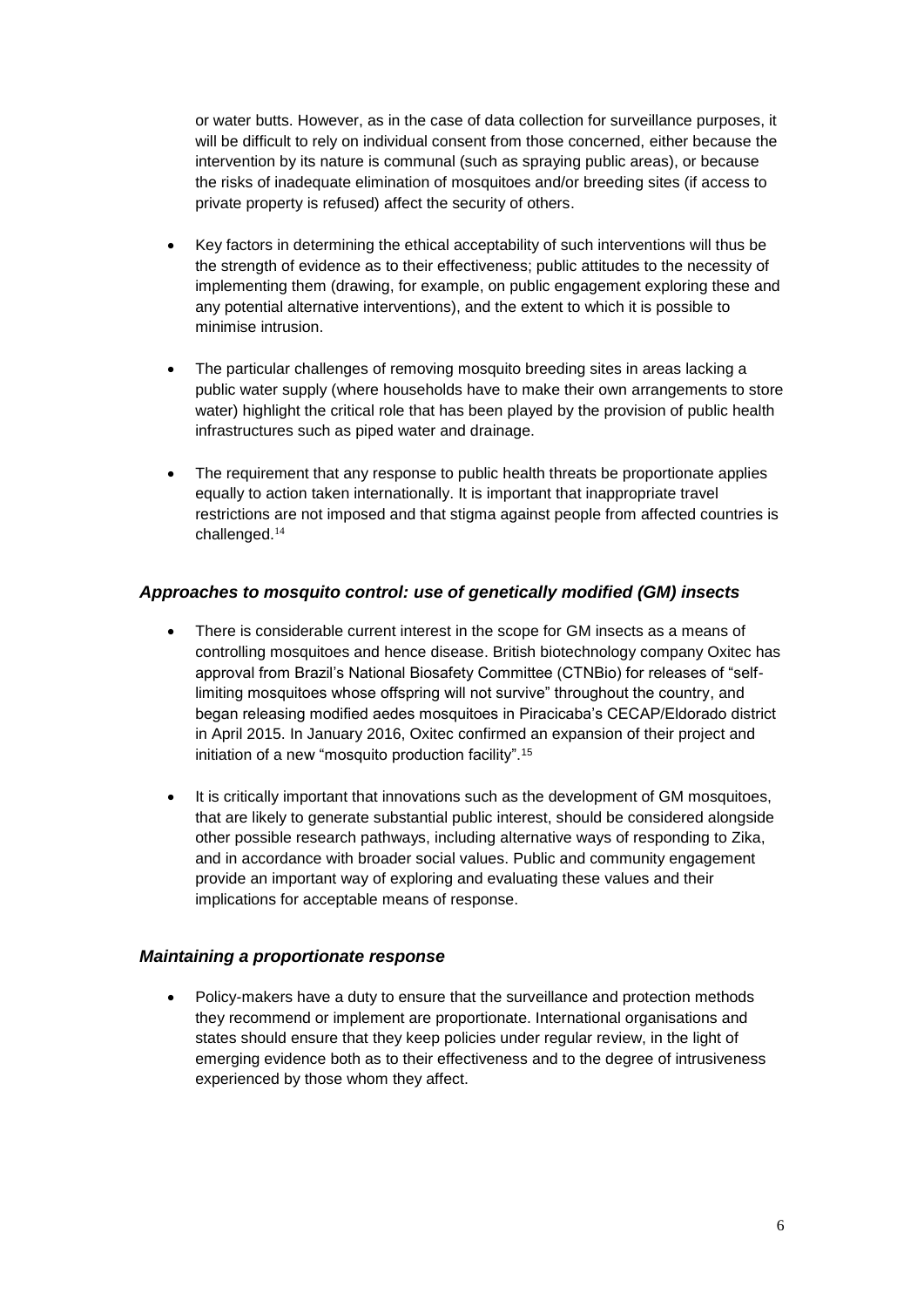or water butts. However, as in the case of data collection for surveillance purposes, it will be difficult to rely on individual consent from those concerned, either because the intervention by its nature is communal (such as spraying public areas), or because the risks of inadequate elimination of mosquitoes and/or breeding sites (if access to private property is refused) affect the security of others.

- Key factors in determining the ethical acceptability of such interventions will thus be the strength of evidence as to their effectiveness; public attitudes to the necessity of implementing them (drawing, for example, on public engagement exploring these and any potential alternative interventions), and the extent to which it is possible to minimise intrusion.
- The particular challenges of removing mosquito breeding sites in areas lacking a public water supply (where households have to make their own arrangements to store water) highlight the critical role that has been played by the provision of public health infrastructures such as piped water and drainage.
- The requirement that any response to public health threats be proportionate applies equally to action taken internationally. It is important that inappropriate travel restrictions are not imposed and that stigma against people from affected countries is challenged.[14]

### *Approaches to mosquito control: use of genetically modified (GM) insects*

- There is considerable current interest in the scope for GM insects as a means of controlling mosquitoes and hence disease. British biotechnology company Oxitec has approval from Brazil's National Biosafety Committee (CTNBio) for releases of "self-limiting mosquitoes whose offspring will not survive" throughout the country, and began releasing modified aedes mosquitoes in Piracicaba's CECAP/Eldorado district in April 2015. In January 2016, Oxitec confirmed an expansion of their project and initiation of a new "mosquito production facility".[15]
- It is critically important that innovations such as the development of GM mosquitoes, that are likely to generate substantial public interest, should be considered alongside other possible research pathways, including alternative ways of responding to Zika, and in accordance with broader social values. Public and community engagement provide an important way of exploring and evaluating these values and their implications for acceptable means of response.

### *Maintaining a proportionate response*

- Policy-makers have a duty to ensure that the surveillance and protection methods they recommend or implement are proportionate. International organisations and states should ensure that they keep policies under regular review, in the light of emerging evidence both as to their effectiveness and to the degree of intrusiveness experienced by those whom they affect.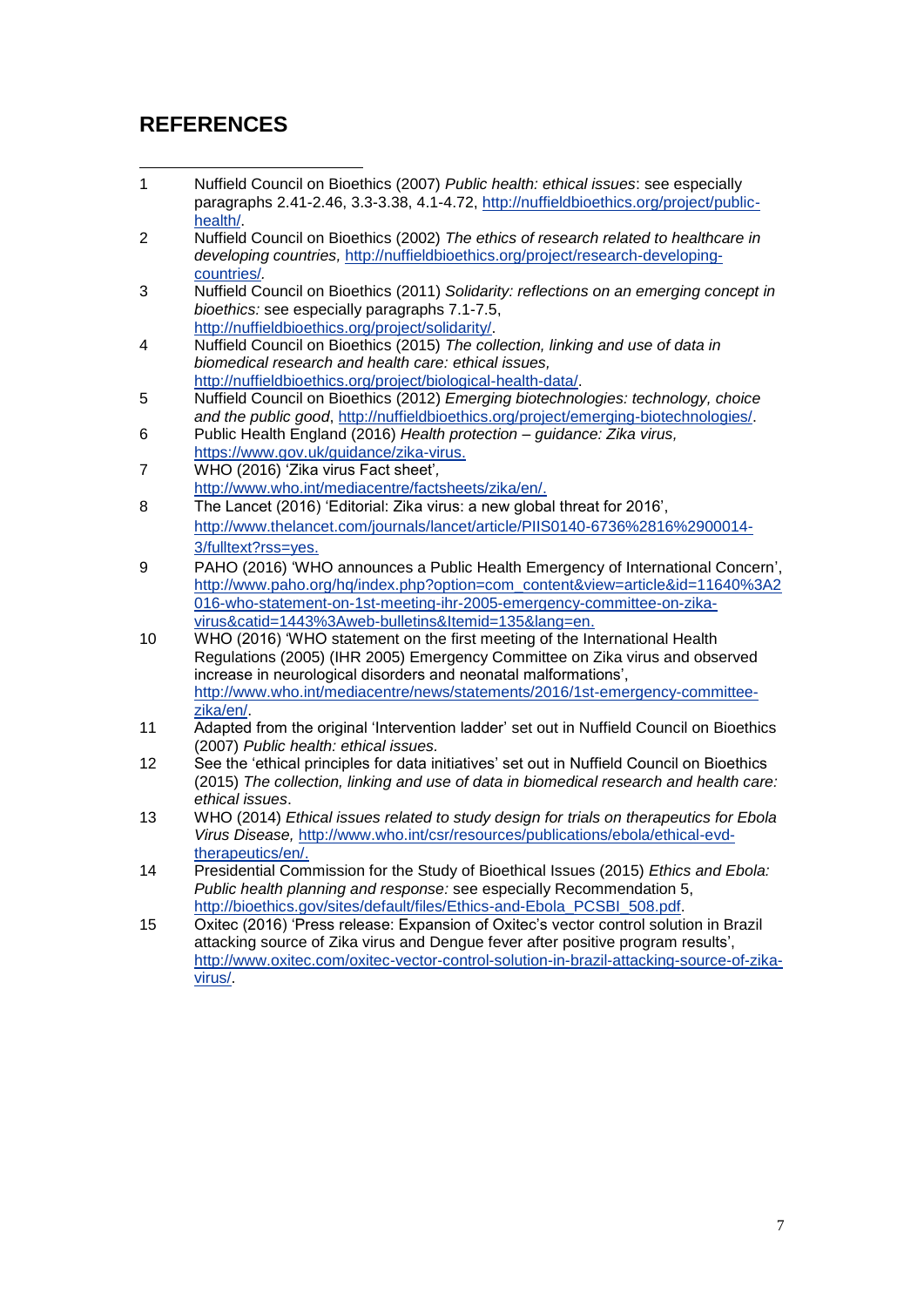## REFERENCES

1. Nuffield Council on Bioethics (2007) *Public health: ethical issues*: see especially paragraphs 2.41-2.46, 3.3-3.38, 4.1-4.72, http://nuffieldbioethics.org/project/public-health/.
2. Nuffield Council on Bioethics (2002) *The ethics of research related to healthcare in developing countries,* http://nuffieldbioethics.org/project/research-developing-countries/.
3. Nuffield Council on Bioethics (2011) *Solidarity: reflections on an emerging concept in bioethics:* see especially paragraphs 7.1-7.5, http://nuffieldbioethics.org/project/solidarity/.
4. Nuffield Council on Bioethics (2015) *The collection, linking and use of data in biomedical research and health care: ethical issues,* http://nuffieldbioethics.org/project/biological-health-data/.
5. Nuffield Council on Bioethics (2012) *Emerging biotechnologies: technology, choice and the public good*, http://nuffieldbioethics.org/project/emerging-biotechnologies/.
6. Public Health England (2016) *Health protection – guidance: Zika virus,* https://www.gov.uk/guidance/zika-virus.
7. WHO (2016) 'Zika virus Fact sheet', http://www.who.int/mediacentre/factsheets/zika/en/.
8. The Lancet (2016) 'Editorial: Zika virus: a new global threat for 2016', http://www.thelancet.com/journals/lancet/article/PIIS0140-6736%2816%2900014-3/fulltext?rss=yes.
9. PAHO (2016) 'WHO announces a Public Health Emergency of International Concern', http://www.paho.org/hq/index.php?option=com_content&view=article&id=11640%3A2016-who-statement-on-1st-meeting-ihr-2005-emergency-committee-on-zika-virus&catid=1443%3Aweb-bulletins&Itemid=135&lang=en.
10. WHO (2016) 'WHO statement on the first meeting of the International Health Regulations (2005) (IHR 2005) Emergency Committee on Zika virus and observed increase in neurological disorders and neonatal malformations', http://www.who.int/mediacentre/news/statements/2016/1st-emergency-committee-zika/en/.
11. Adapted from the original 'Intervention ladder' set out in Nuffield Council on Bioethics (2007) *Public health: ethical issues.*
12. See the 'ethical principles for data initiatives' set out in Nuffield Council on Bioethics (2015) *The collection, linking and use of data in biomedical research and health care: ethical issues*.
13. WHO (2014) *Ethical issues related to study design for trials on therapeutics for Ebola Virus Disease,* http://www.who.int/csr/resources/publications/ebola/ethical-evd-therapeutics/en/.
14. Presidential Commission for the Study of Bioethical Issues (2015) *Ethics and Ebola: Public health planning and response:* see especially Recommendation 5, http://bioethics.gov/sites/default/files/Ethics-and-Ebola_PCSBI_508.pdf.
15. Oxitec (2016) 'Press release: Expansion of Oxitec's vector control solution in Brazil attacking source of Zika virus and Dengue fever after positive program results', http://www.oxitec.com/oxitec-vector-control-solution-in-brazil-attacking-source-of-zika-virus/.